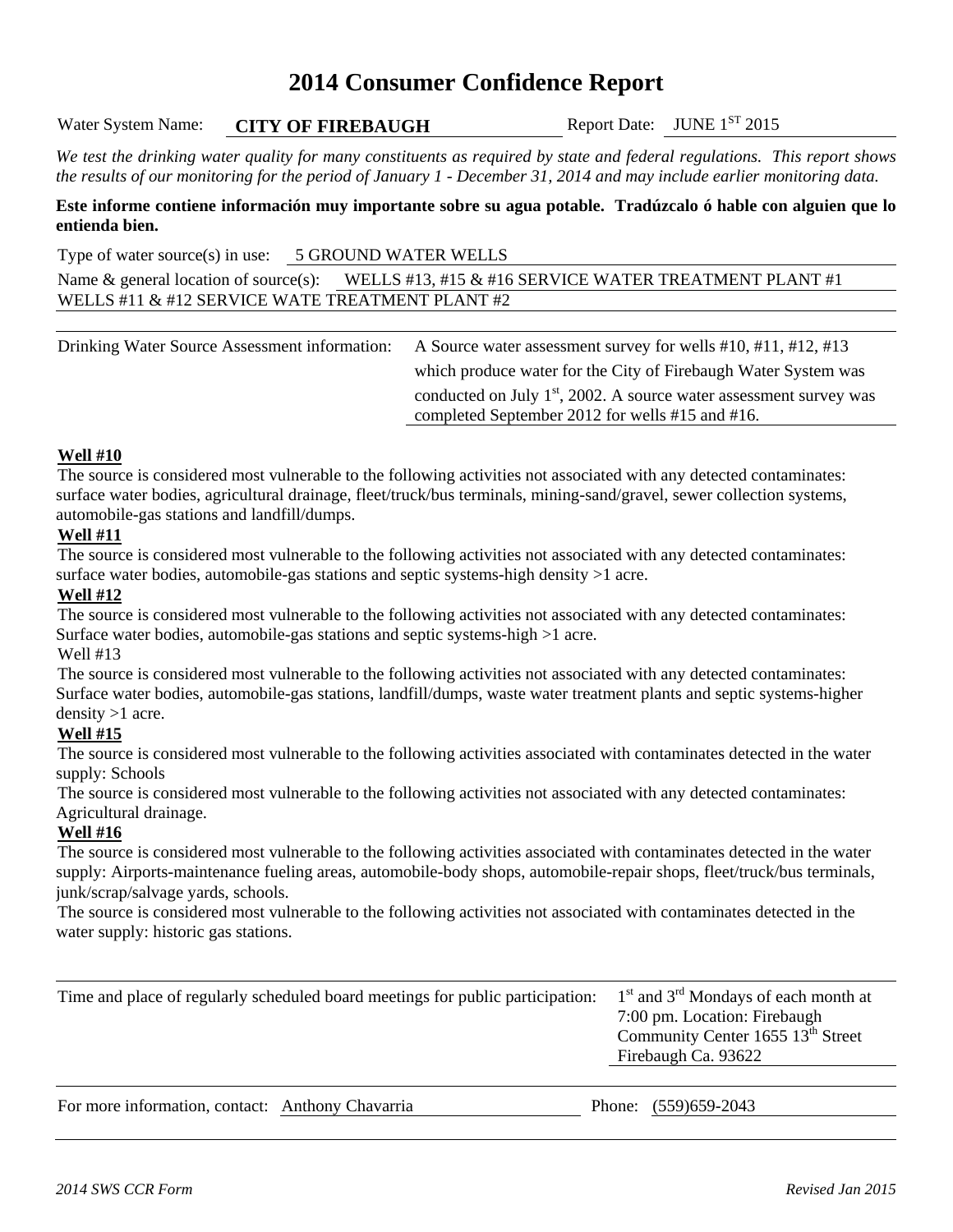# 2014 Consumer Confidence Report

Water System Name: **CITY OF FIREBAUGH** Report Date: JUNE 1ST 2015

*We test the drinking water quality for many constituents as required by state and federal regulations. This report shows the results of our monitoring for the period of January 1 - December 31, 2014 and may include earlier monitoring data.*

**Este informe contiene información muy importante sobre su agua potable. Tradúzcalo ó hable con alguien que lo entienda bien.**

Type of water source(s) in use: 5 GROUND WATER WELLS

Name & general location of source(s): WELLS #13, #15 & #16 SERVICE WATER TREATMENT PLANT #1 WELLS #11 & #12 SERVICE WATE TREATMENT PLANT #2

Drinking Water Source Assessment information: A Source water assessment survey for wells #10, #11, #12, #13 which produce water for the City of Firebaugh Water System was conducted on July 1st, 2002. A source water assessment survey was completed September 2012 for wells #15 and #16.

**Well #10**

The source is considered most vulnerable to the following activities not associated with any detected contaminates: surface water bodies, agricultural drainage, fleet/truck/bus terminals, mining-sand/gravel, sewer collection systems, automobile-gas stations and landfill/dumps.

**Well #11**

The source is considered most vulnerable to the following activities not associated with any detected contaminates: surface water bodies, automobile-gas stations and septic systems-high density >1 acre.

**Well #12**

The source is considered most vulnerable to the following activities not associated with any detected contaminates: Surface water bodies, automobile-gas stations and septic systems-high >1 acre.

Well #13

The source is considered most vulnerable to the following activities not associated with any detected contaminates: Surface water bodies, automobile-gas stations, landfill/dumps, waste water treatment plants and septic systems-higher density >1 acre.

**Well #15**

The source is considered most vulnerable to the following activities associated with contaminates detected in the water supply: Schools

The source is considered most vulnerable to the following activities not associated with any detected contaminates: Agricultural drainage.

**Well #16**

The source is considered most vulnerable to the following activities associated with contaminates detected in the water supply: Airports-maintenance fueling areas, automobile-body shops, automobile-repair shops, fleet/truck/bus terminals, junk/scrap/salvage yards, schools.

The source is considered most vulnerable to the following activities not associated with contaminates detected in the water supply: historic gas stations.

Time and place of regularly scheduled board meetings for public participation: 1st and 3rd Mondays of each month at 7:00 pm. Location: Firebaugh Community Center 1655 13th Street Firebaugh Ca. 93622

For more information, contact: Anthony Chavarria Phone: (559)659-2043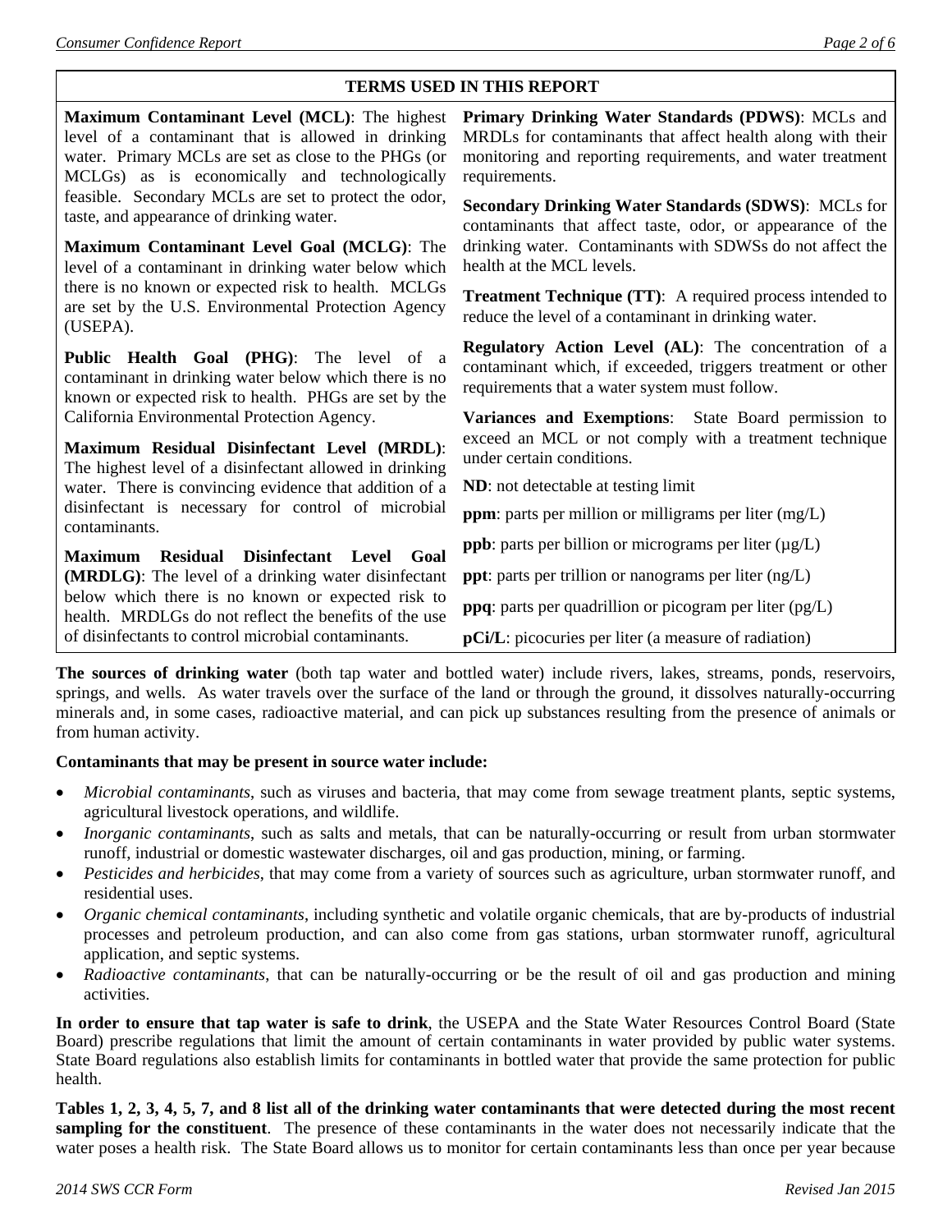## TERMS USED IN THIS REPORT

**Maximum Contaminant Level (MCL)**: The highest level of a contaminant that is allowed in drinking water. Primary MCLs are set as close to the PHGs (or MCLGs) as is economically and technologically feasible. Secondary MCLs are set to protect the odor, taste, and appearance of drinking water.

**Maximum Contaminant Level Goal (MCLG)**: The level of a contaminant in drinking water below which there is no known or expected risk to health. MCLGs are set by the U.S. Environmental Protection Agency (USEPA).

**Public Health Goal (PHG)**: The level of a contaminant in drinking water below which there is no known or expected risk to health. PHGs are set by the California Environmental Protection Agency.

**Maximum Residual Disinfectant Level (MRDL)**: The highest level of a disinfectant allowed in drinking water. There is convincing evidence that addition of a disinfectant is necessary for control of microbial contaminants.

**Maximum Residual Disinfectant Level Goal (MRDLG)**: The level of a drinking water disinfectant below which there is no known or expected risk to health. MRDLGs do not reflect the benefits of the use of disinfectants to control microbial contaminants.

**Primary Drinking Water Standards (PDWS)**: MCLs and MRDLs for contaminants that affect health along with their monitoring and reporting requirements, and water treatment requirements.

**Secondary Drinking Water Standards (SDWS)**: MCLs for contaminants that affect taste, odor, or appearance of the drinking water. Contaminants with SDWSs do not affect the health at the MCL levels.

**Treatment Technique (TT)**: A required process intended to reduce the level of a contaminant in drinking water.

**Regulatory Action Level (AL)**: The concentration of a contaminant which, if exceeded, triggers treatment or other requirements that a water system must follow.

**Variances and Exemptions**: State Board permission to exceed an MCL or not comply with a treatment technique under certain conditions.

**ND**: not detectable at testing limit

**ppm**: parts per million or milligrams per liter (mg/L)

**ppb**: parts per billion or micrograms per liter (μg/L)

**ppt**: parts per trillion or nanograms per liter (ng/L)

**ppq**: parts per quadrillion or picogram per liter (pg/L)

**pCi/L**: picocuries per liter (a measure of radiation)

**The sources of drinking water** (both tap water and bottled water) include rivers, lakes, streams, ponds, reservoirs, springs, and wells. As water travels over the surface of the land or through the ground, it dissolves naturally-occurring minerals and, in some cases, radioactive material, and can pick up substances resulting from the presence of animals or from human activity.

**Contaminants that may be present in source water include:**

- *Microbial contaminants*, such as viruses and bacteria, that may come from sewage treatment plants, septic systems, agricultural livestock operations, and wildlife.
- *Inorganic contaminants*, such as salts and metals, that can be naturally-occurring or result from urban stormwater runoff, industrial or domestic wastewater discharges, oil and gas production, mining, or farming.
- *Pesticides and herbicides*, that may come from a variety of sources such as agriculture, urban stormwater runoff, and residential uses.
- *Organic chemical contaminants*, including synthetic and volatile organic chemicals, that are by-products of industrial processes and petroleum production, and can also come from gas stations, urban stormwater runoff, agricultural application, and septic systems.
- *Radioactive contaminants*, that can be naturally-occurring or be the result of oil and gas production and mining activities.

**In order to ensure that tap water is safe to drink**, the USEPA and the State Water Resources Control Board (State Board) prescribe regulations that limit the amount of certain contaminants in water provided by public water systems. State Board regulations also establish limits for contaminants in bottled water that provide the same protection for public health.

**Tables 1, 2, 3, 4, 5, 7, and 8 list all of the drinking water contaminants that were detected during the most recent sampling for the constituent**. The presence of these contaminants in the water does not necessarily indicate that the water poses a health risk. The State Board allows us to monitor for certain contaminants less than once per year because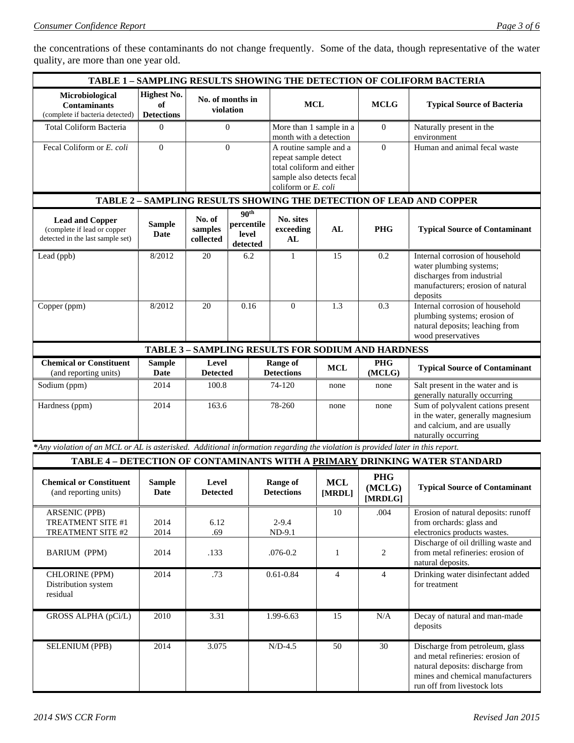the concentrations of these contaminants do not change frequently. Some of the data, though representative of the water quality, are more than one year old.

**TABLE 1 – SAMPLING RESULTS SHOWING THE DETECTION OF COLIFORM BACTERIA**

| **Microbiological Contaminants** (complete if bacteria detected) | **Highest No. of Detections** | **No. of months in violation** | **MCL** | **MCLG** | **Typical Source of Bacteria** |
|---|---|---|---|---|---|
| Total Coliform Bacteria | 0 | 0 | More than 1 sample in a month with a detection | 0 | Naturally present in the environment |
| Fecal Coliform or *E. coli* | 0 | 0 | A routine sample and a repeat sample detect total coliform and either sample also detects fecal coliform or *E. coli* | 0 | Human and animal fecal waste |

**TABLE 2 – SAMPLING RESULTS SHOWING THE DETECTION OF LEAD AND COPPER**

| **Lead and Copper** (complete if lead or copper detected in the last sample set) | **Sample Date** | **No. of samples collected** | **90th percentile level detected** | **No. sites exceeding AL** | **AL** | **PHG** | **Typical Source of Contaminant** |
|---|---|---|---|---|---|---|---|
| Lead (ppb) | 8/2012 | 20 | 6.2 | 1 | 15 | 0.2 | Internal corrosion of household water plumbing systems; discharges from industrial manufacturers; erosion of natural deposits |
| Copper (ppm) | 8/2012 | 20 | 0.16 | 0 | 1.3 | 0.3 | Internal corrosion of household plumbing systems; erosion of natural deposits; leaching from wood preservatives |

**TABLE 3 – SAMPLING RESULTS FOR SODIUM AND HARDNESS**

| **Chemical or Constituent** (and reporting units) | **Sample Date** | **Level Detected** | **Range of Detections** | **MCL** | **PHG (MCLG)** | **Typical Source of Contaminant** |
|---|---|---|---|---|---|---|
| Sodium (ppm) | 2014 | 100.8 | 74-120 | none | none | Salt present in the water and is generally naturally occurring |
| Hardness (ppm) | 2014 | 163.6 | 78-260 | none | none | Sum of polyvalent cations present in the water, generally magnesium and calcium, and are usually naturally occurring |

****Any violation of an MCL or AL is asterisked. Additional information regarding the violation is provided later in this report.*

**TABLE 4 – DETECTION OF CONTAMINANTS WITH A PRIMARY DRINKING WATER STANDARD**

| **Chemical or Constituent** (and reporting units) | **Sample Date** | **Level Detected** | **Range of Detections** | **MCL [MRDL]** | **PHG (MCLG) [MRDLG]** | **Typical Source of Contaminant** |
|---|---|---|---|---|---|---|
| ARSENIC (PPB) | | | | 10 | .004 | Erosion of natural deposits: runoff from orchards: glass and electronics products wastes. |
| TREATMENT SITE #1 | 2014 | 6.12 | 2-9.4 | | | |
| TREATMENT SITE #2 | 2014 | .69 | ND-9.1 | | | |
| BARIUM (PPM) | 2014 | .133 | .076-0.2 | 1 | 2 | Discharge of oil drilling waste and from metal refineries: erosion of natural deposits. |
| CHLORINE (PPM) Distribution system residual | 2014 | .73 | 0.61-0.84 | 4 | 4 | Drinking water disinfectant added for treatment |
| GROSS ALPHA (pCi/L) | 2010 | 3.31 | 1.99-6.63 | 15 | N/A | Decay of natural and man-made deposits |
| SELENIUM (PPB) | 2014 | 3.075 | N/D-4.5 | 50 | 30 | Discharge from petroleum, glass and metal refineries: erosion of natural deposits: discharge from mines and chemical manufacturers run off from livestock lots |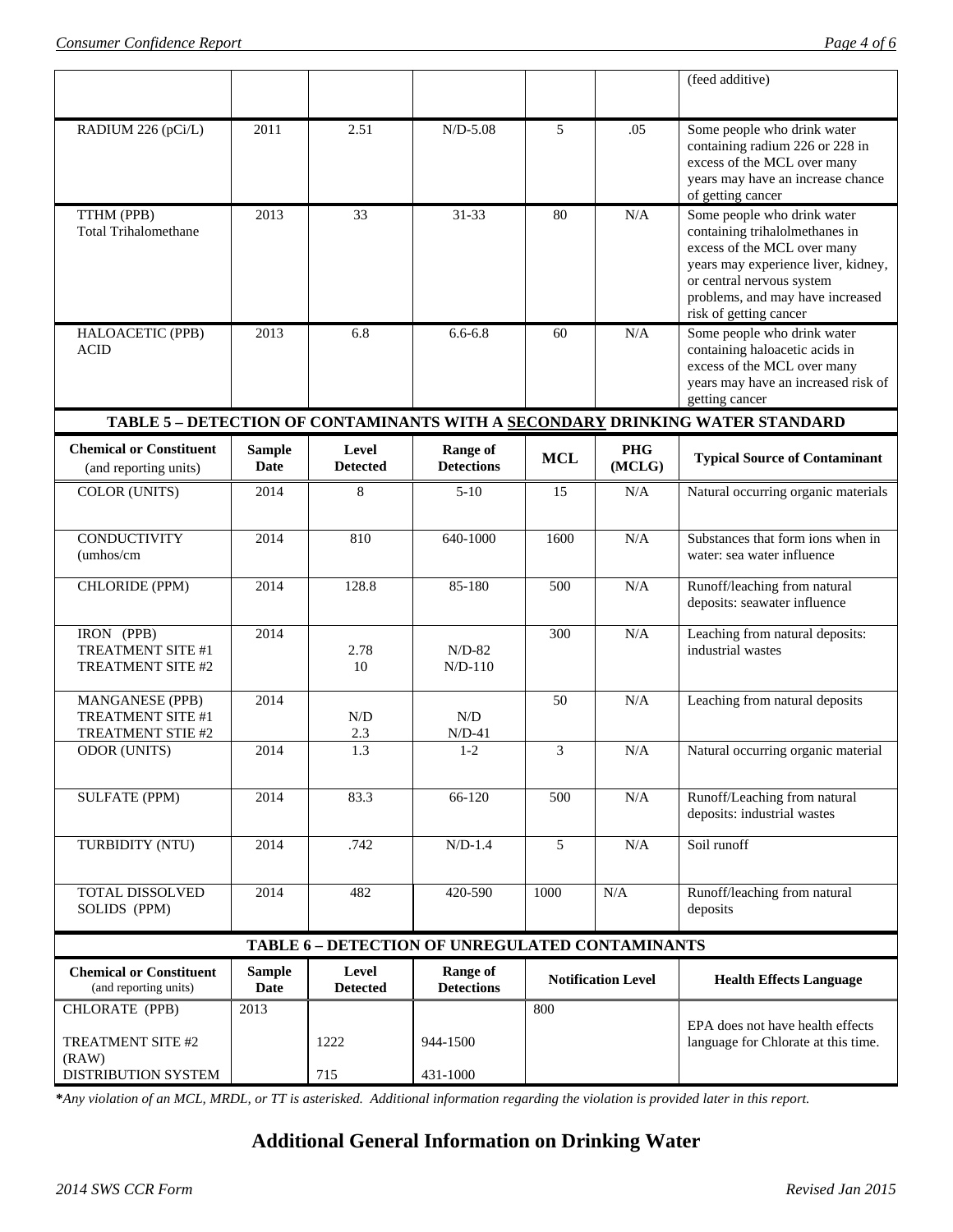| | | | | | | (feed additive) |
|---|---|---|---|---|---|---|
| RADIUM 226 (pCi/L) | 2011 | 2.51 | N/D-5.08 | 5 | .05 | Some people who drink water containing radium 226 or 228 in excess of the MCL over many years may have an increase chance of getting cancer |
| TTHM (PPB) Total Trihalomethane | 2013 | 33 | 31-33 | 80 | N/A | Some people who drink water containing trihalolmethanes in excess of the MCL over many years may experience liver, kidney, or central nervous system problems, and may have increased risk of getting cancer |
| HALOACETIC (PPB) ACID | 2013 | 6.8 | 6.6-6.8 | 60 | N/A | Some people who drink water containing haloacetic acids in excess of the MCL over many years may have an increased risk of getting cancer |

**TABLE 5 – DETECTION OF CONTAMINANTS WITH A SECONDARY DRINKING WATER STANDARD**

| Chemical or Constituent (and reporting units) | Sample Date | Level Detected | Range of Detections | MCL | PHG (MCLG) | Typical Source of Contaminant |
|---|---|---|---|---|---|---|
| COLOR (UNITS) | 2014 | 8 | 5-10 | 15 | N/A | Natural occurring organic materials |
| CONDUCTIVITY (umhos/cm | 2014 | 810 | 640-1000 | 1600 | N/A | Substances that form ions when in water: sea water influence |
| CHLORIDE (PPM) | 2014 | 128.8 | 85-180 | 500 | N/A | Runoff/leaching from natural deposits: seawater influence |
| IRON (PPB) TREATMENT SITE #1 TREATMENT SITE #2 | 2014 | 2.78 10 | N/D-82 N/D-110 | 300 | N/A | Leaching from natural deposits: industrial wastes |
| MANGANESE (PPB) TREATMENT SITE #1 TREATMENT STIE #2 | 2014 | N/D 2.3 | N/D N/D-41 | 50 | N/A | Leaching from natural deposits |
| ODOR (UNITS) | 2014 | 1.3 | 1-2 | 3 | N/A | Natural occurring organic material |
| SULFATE (PPM) | 2014 | 83.3 | 66-120 | 500 | N/A | Runoff/Leaching from natural deposits: industrial wastes |
| TURBIDITY (NTU) | 2014 | .742 | N/D-1.4 | 5 | N/A | Soil runoff |
| TOTAL DISSOLVED SOLIDS (PPM) | 2014 | 482 | 420-590 | 1000 | N/A | Runoff/leaching from natural deposits |

**TABLE 6 – DETECTION OF UNREGULATED CONTAMINANTS**

| Chemical or Constituent (and reporting units) | Sample Date | Level Detected | Range of Detections | Notification Level | Health Effects Language |
|---|---|---|---|---|---|
| CHLORATE (PPB) | 2013 | | | 800 | EPA does not have health effects language for Chlorate at this time. |
| TREATMENT SITE #2 (RAW) | | 1222 | 944-1500 | | |
| DISTRIBUTION SYSTEM | | 715 | 431-1000 | | |

***Any violation of an MCL, MRDL, or TT is asterisked. Additional information regarding the violation is provided later in this report.***

## Additional General Information on Drinking Water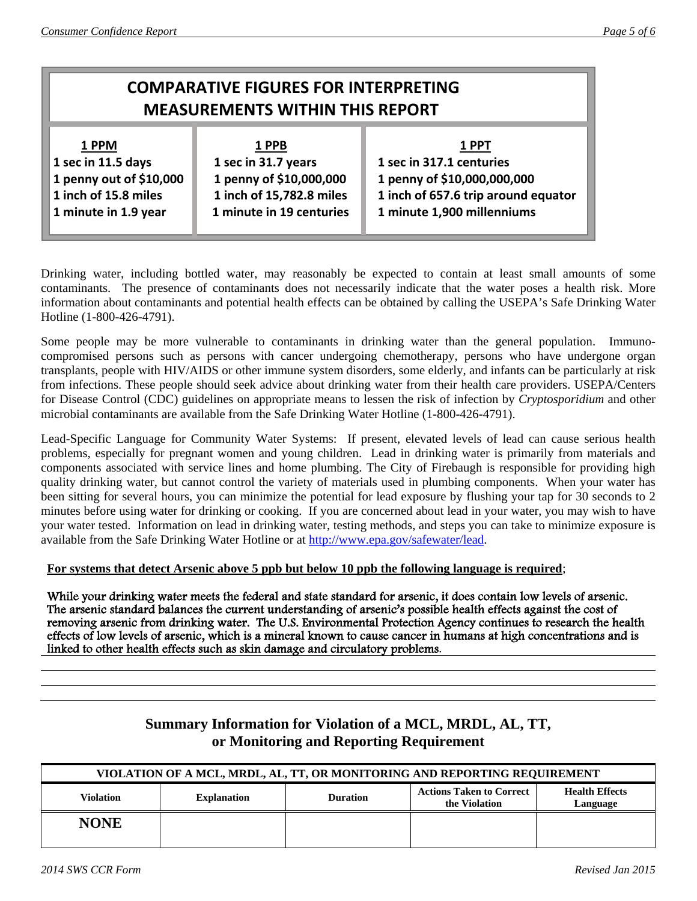## COMPARATIVE FIGURES FOR INTERPRETING MEASUREMENTS WITHIN THIS REPORT

| 1 PPM | 1 PPB | 1 PPT |
|---|---|---|
| 1 sec in 11.5 days | 1 sec in 31.7 years | 1 sec in 317.1 centuries |
| 1 penny out of $10,000 | 1 penny of $10,000,000 | 1 penny of $10,000,000,000 |
| 1 inch of 15.8 miles | 1 inch of 15,782.8 miles | 1 inch of 657.6 trip around equator |
| 1 minute in 1.9 year | 1 minute in 19 centuries | 1 minute 1,900 millenniums |

Drinking water, including bottled water, may reasonably be expected to contain at least small amounts of some contaminants. The presence of contaminants does not necessarily indicate that the water poses a health risk. More information about contaminants and potential health effects can be obtained by calling the USEPA's Safe Drinking Water Hotline (1-800-426-4791).

Some people may be more vulnerable to contaminants in drinking water than the general population. Immuno-compromised persons such as persons with cancer undergoing chemotherapy, persons who have undergone organ transplants, people with HIV/AIDS or other immune system disorders, some elderly, and infants can be particularly at risk from infections. These people should seek advice about drinking water from their health care providers. USEPA/Centers for Disease Control (CDC) guidelines on appropriate means to lessen the risk of infection by *Cryptosporidium* and other microbial contaminants are available from the Safe Drinking Water Hotline (1-800-426-4791).

Lead-Specific Language for Community Water Systems: If present, elevated levels of lead can cause serious health problems, especially for pregnant women and young children. Lead in drinking water is primarily from materials and components associated with service lines and home plumbing. The City of Firebaugh is responsible for providing high quality drinking water, but cannot control the variety of materials used in plumbing components. When your water has been sitting for several hours, you can minimize the potential for lead exposure by flushing your tap for 30 seconds to 2 minutes before using water for drinking or cooking. If you are concerned about lead in your water, you may wish to have your water tested. Information on lead in drinking water, testing methods, and steps you can take to minimize exposure is available from the Safe Drinking Water Hotline or at http://www.epa.gov/safewater/lead.

**For systems that detect Arsenic above 5 ppb but below 10 ppb the following language is required**;

While your drinking water meets the federal and state standard for arsenic, it does contain low levels of arsenic. The arsenic standard balances the current understanding of arsenic's possible health effects against the cost of removing arsenic from drinking water. The U.S. Environmental Protection Agency continues to research the health effects of low levels of arsenic, which is a mineral known to cause cancer in humans at high concentrations and is linked to other health effects such as skin damage and circulatory problems.

## Summary Information for Violation of a MCL, MRDL, AL, TT, or Monitoring and Reporting Requirement

| VIOLATION OF A MCL, MRDL, AL, TT, OR MONITORING AND REPORTING REQUIREMENT | | | | |
|---|---|---|---|---|
| **Violation** | **Explanation** | **Duration** | **Actions Taken to Correct the Violation** | **Health Effects Language** |
| **NONE** | | | | |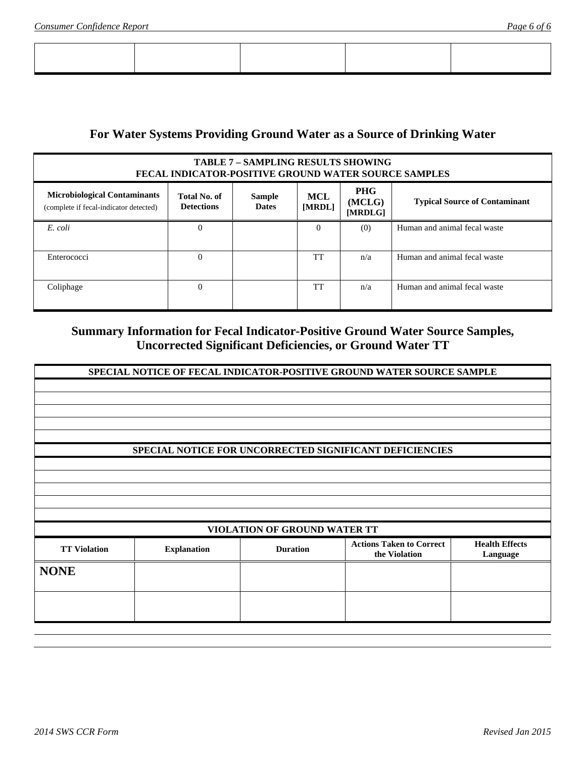| | | | | |
|---|---|---|---|---|
| | | | | |

## For Water Systems Providing Ground Water as a Source of Drinking Water

| TABLE 7 – SAMPLING RESULTS SHOWING FECAL INDICATOR-POSITIVE GROUND WATER SOURCE SAMPLES | | | | | |
|---|---|---|---|---|---|
| **Microbiological Contaminants** (complete if fecal-indicator detected) | **Total No. of Detections** | **Sample Dates** | **MCL [MRDL]** | **PHG (MCLG) [MRDLG]** | **Typical Source of Contaminant** |
| *E. coli* | 0 | | 0 | (0) | Human and animal fecal waste |
| Enterococci | 0 | | TT | n/a | Human and animal fecal waste |
| Coliphage | 0 | | TT | n/a | Human and animal fecal waste |

## Summary Information for Fecal Indicator-Positive Ground Water Source Samples, Uncorrected Significant Deficiencies, or Ground Water TT

**SPECIAL NOTICE OF FECAL INDICATOR-POSITIVE GROUND WATER SOURCE SAMPLE**

**SPECIAL NOTICE FOR UNCORRECTED SIGNIFICANT DEFICIENCIES**

| VIOLATION OF GROUND WATER TT | | | | |
|---|---|---|---|---|
| **TT Violation** | **Explanation** | **Duration** | **Actions Taken to Correct the Violation** | **Health Effects Language** |
| **NONE** | | | | |
| | | | | |